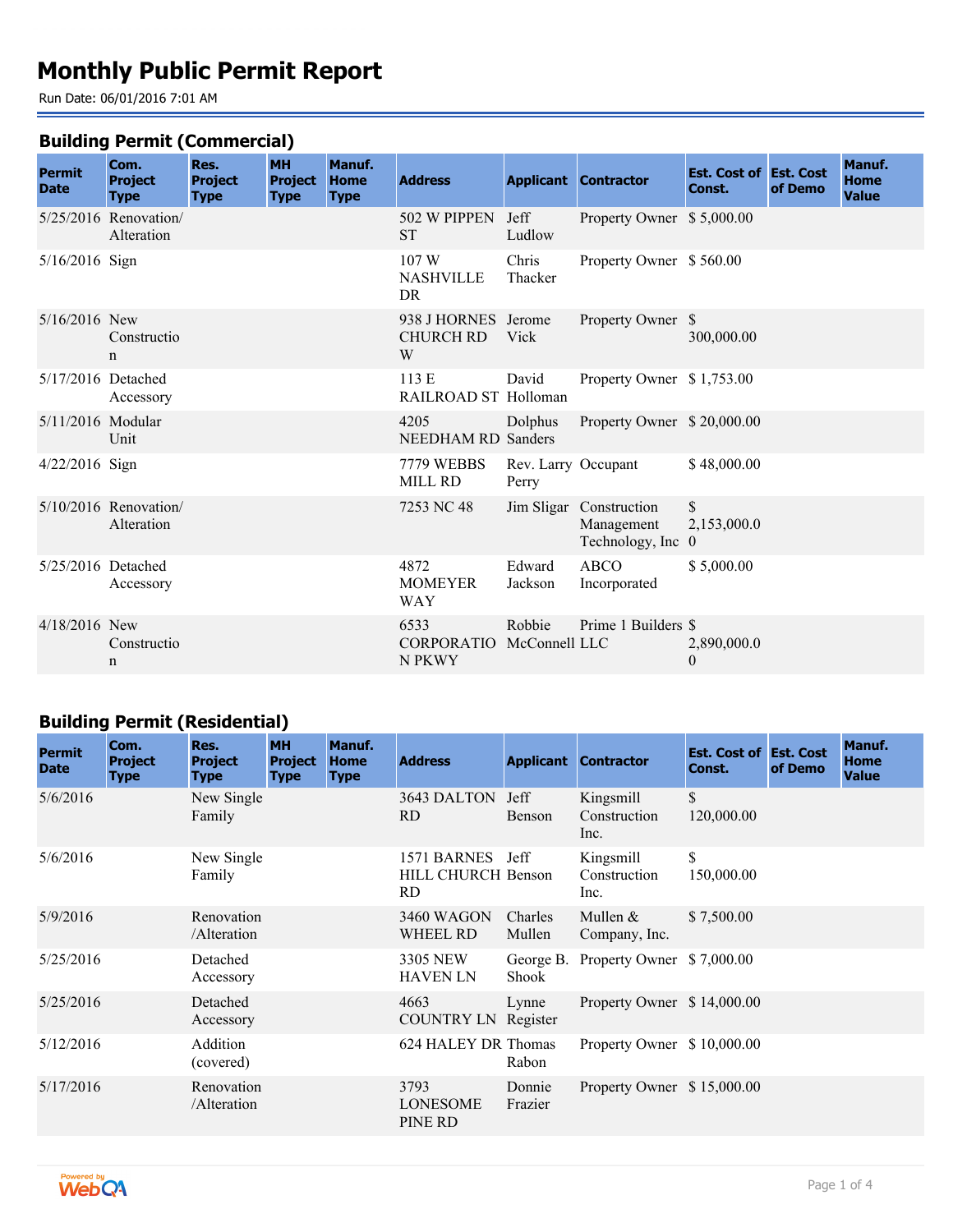# Monthly Public Permit Report

Run Date: 06/01/2016 7:01 AM

## Building Permit (Commercial)

| Permit Date | Com. Project Type | Res. Project Type | MH Project Type | Manuf. Home Type | Address | Applicant | Contractor | Est. Cost of Const. | Est. Cost of Demo | Manuf. Home Value |
|---|---|---|---|---|---|---|---|---|---|---|
| 5/25/2016 | Renovation/ Alteration | | | | 502 W PIPPEN ST | Jeff Ludlow | Property Owner | $ 5,000.00 | | |
| 5/16/2016 | Sign | | | | 107 W NASHVILLE DR | Chris Thacker | Property Owner | $ 560.00 | | |
| 5/16/2016 | New Construction | | | | 938 J HORNES CHURCH RD W | Jerome Vick | Property Owner | $ 300,000.00 | | |
| 5/17/2016 | Detached Accessory | | | | 113 E RAILROAD ST | David Holloman | Property Owner | $ 1,753.00 | | |
| 5/11/2016 | Modular Unit | | | | 4205 NEEDHAM RD | Dolphus Sanders | Property Owner | $ 20,000.00 | | |
| 4/22/2016 | Sign | | | | 7779 WEBBS MILL RD | Rev. Larry Perry | Occupant | $ 48,000.00 | | |
| 5/10/2016 | Renovation/ Alteration | | | | 7253 NC 48 | Jim Sligar | Construction Management Technology, Inc | $ 2,153,000.00 | | |
| 5/25/2016 | Detached Accessory | | | | 4872 MOMEYER WAY | Edward Jackson | ABCO Incorporated | $ 5,000.00 | | |
| 4/18/2016 | New Construction | | | | 6533 CORPORATION PKWY | Robbie McConnell | Prime 1 Builders LLC | $ 2,890,000.00 | | |

## Building Permit (Residential)

| Permit Date | Com. Project Type | Res. Project Type | MH Project Type | Manuf. Home Type | Address | Applicant | Contractor | Est. Cost of Const. | Est. Cost of Demo | Manuf. Home Value |
|---|---|---|---|---|---|---|---|---|---|---|
| 5/6/2016 | | New Single Family | | | 3643 DALTON RD | Jeff Benson | Kingsmill Construction Inc. | $ 120,000.00 | | |
| 5/6/2016 | | New Single Family | | | 1571 BARNES HILL CHURCH RD | Jeff Benson | Kingsmill Construction Inc. | $ 150,000.00 | | |
| 5/9/2016 | | Renovation /Alteration | | | 3460 WAGON WHEEL RD | Charles Mullen | Mullen & Company, Inc. | $ 7,500.00 | | |
| 5/25/2016 | | Detached Accessory | | | 3305 NEW HAVEN LN | George B. Shook | Property Owner | $ 7,000.00 | | |
| 5/25/2016 | | Detached Accessory | | | 4663 COUNTRY LN | Lynne Register | Property Owner | $ 14,000.00 | | |
| 5/12/2016 | | Addition (covered) | | | 624 HALEY DR | Thomas Rabon | Property Owner | $ 10,000.00 | | |
| 5/17/2016 | | Renovation /Alteration | | | 3793 LONESOME PINE RD | Donnie Frazier | Property Owner | $ 15,000.00 | | |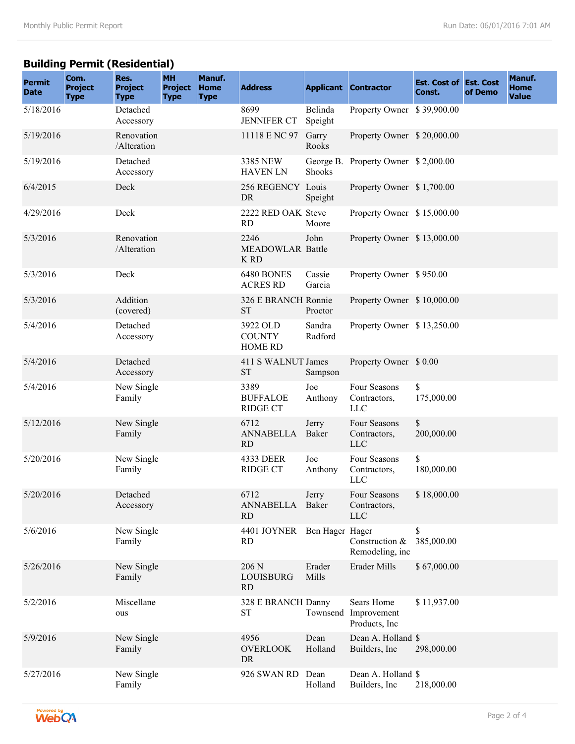## Building Permit (Residential)

| Permit Date | Com. Project Type | Res. Project Type | MH Project Type | Manuf. Home Type | Address | Applicant | Contractor | Est. Cost of Const. | Est. Cost of Demo | Manuf. Home Value |
|---|---|---|---|---|---|---|---|---|---|---|
| 5/18/2016 | | Detached Accessory | | | 8699 JENNIFER CT | Belinda Speight | Property Owner | $ 39,900.00 | | |
| 5/19/2016 | | Renovation /Alteration | | | 11118 E NC 97 | Garry Rooks | Property Owner | $ 20,000.00 | | |
| 5/19/2016 | | Detached Accessory | | | 3385 NEW HAVEN LN | George B. Shooks | Property Owner | $ 2,000.00 | | |
| 6/4/2015 | | Deck | | | 256 REGENCY DR | Louis Speight | Property Owner | $ 1,700.00 | | |
| 4/29/2016 | | Deck | | | 2222 RED OAK RD | Steve Moore | Property Owner | $ 15,000.00 | | |
| 5/3/2016 | | Renovation /Alteration | | | 2246 MEADOWLARK RD | John Battle | Property Owner | $ 13,000.00 | | |
| 5/3/2016 | | Deck | | | 6480 BONES ACRES RD | Cassie Garcia | Property Owner | $ 950.00 | | |
| 5/3/2016 | | Addition (covered) | | | 326 E BRANCH ST | Ronnie Proctor | Property Owner | $ 10,000.00 | | |
| 5/4/2016 | | Detached Accessory | | | 3922 OLD COUNTY HOME RD | Sandra Radford | Property Owner | $ 13,250.00 | | |
| 5/4/2016 | | Detached Accessory | | | 411 S WALNUT ST | James Sampson | Property Owner | $ 0.00 | | |
| 5/4/2016 | | New Single Family | | | 3389 BUFFALOE RIDGE CT | Joe Anthony | Four Seasons Contractors, LLC | $ 175,000.00 | | |
| 5/12/2016 | | New Single Family | | | 6712 ANNABELLA RD | Jerry Baker | Four Seasons Contractors, LLC | $ 200,000.00 | | |
| 5/20/2016 | | New Single Family | | | 4333 DEER RIDGE CT | Joe Anthony | Four Seasons Contractors, LLC | $ 180,000.00 | | |
| 5/20/2016 | | Detached Accessory | | | 6712 ANNABELLA RD | Jerry Baker | Four Seasons Contractors, LLC | $ 18,000.00 | | |
| 5/6/2016 | | New Single Family | | | 4401 JOYNER RD | Ben Hager | Hager Construction & Remodeling, inc | $ 385,000.00 | | |
| 5/26/2016 | | New Single Family | | | 206 N LOUISBURG RD | Erader Mills | Erader Mills | $ 67,000.00 | | |
| 5/2/2016 | | Miscellaneous | | | 328 E BRANCH ST | Danny Townsend | Sears Home Improvement Products, Inc | $ 11,937.00 | | |
| 5/9/2016 | | New Single Family | | | 4956 OVERLOOK DR | Dean Holland | Dean A. Holland Builders, Inc | $ 298,000.00 | | |
| 5/27/2016 | | New Single Family | | | 926 SWAN RD | Dean Holland | Dean A. Holland Builders, Inc | $ 218,000.00 | | |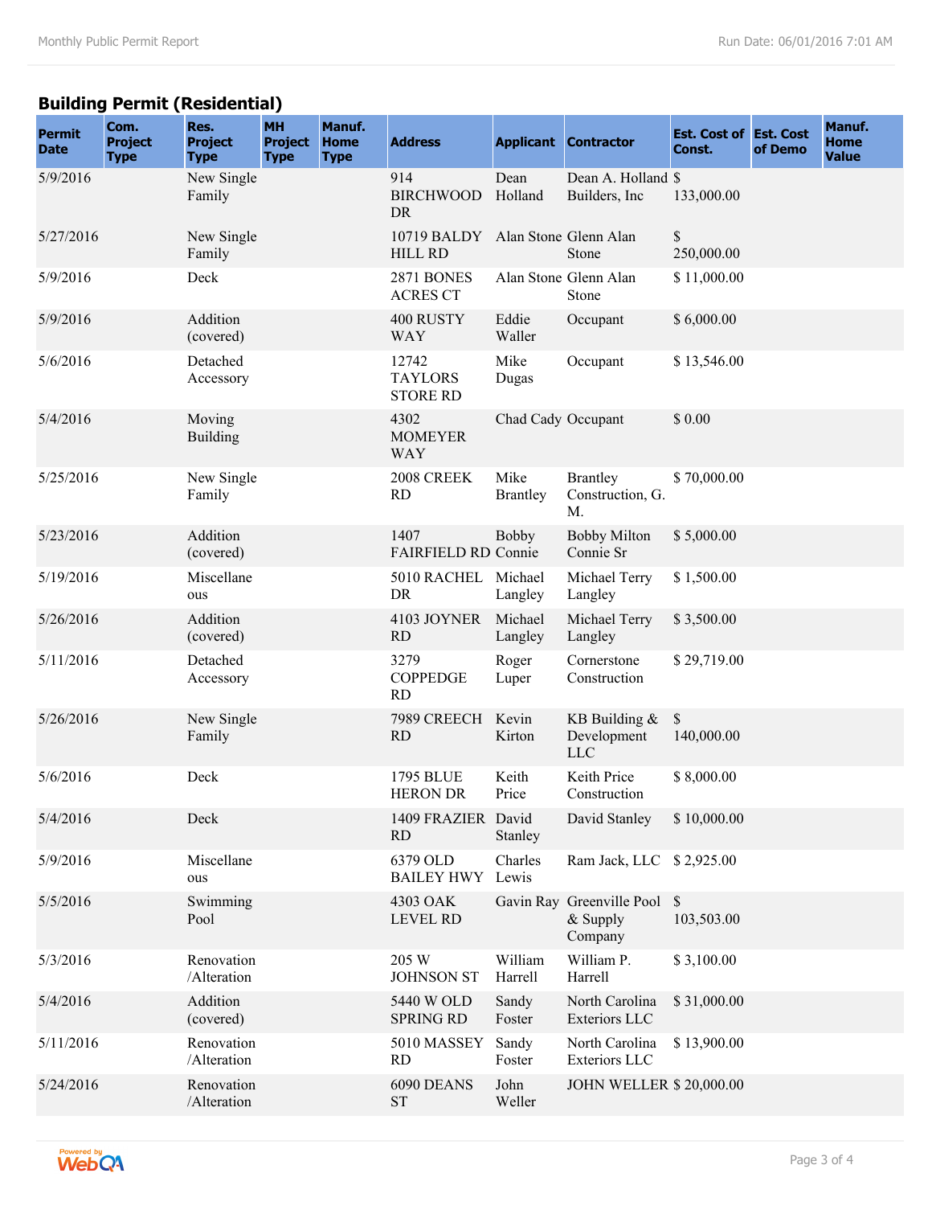## Building Permit (Residential)

| Permit Date | Com. Project Type | Res. Project Type | MH Project Type | Manuf. Home Type | Address | Applicant | Contractor | Est. Cost of Const. | Est. Cost of Demo | Manuf. Home Value |
|---|---|---|---|---|---|---|---|---|---|---|
| 5/9/2016 | | New Single Family | | | 914 BIRCHWOOD DR | Dean Holland | Dean A. Holland Builders, Inc | $ 133,000.00 | | |
| 5/27/2016 | | New Single Family | | | 10719 BALDY HILL RD | Alan Stone | Glenn Alan Stone | $ 250,000.00 | | |
| 5/9/2016 | | Deck | | | 2871 BONES ACRES CT | Alan Stone | Glenn Alan Stone | $ 11,000.00 | | |
| 5/9/2016 | | Addition (covered) | | | 400 RUSTY WAY | Eddie Waller | Occupant | $ 6,000.00 | | |
| 5/6/2016 | | Detached Accessory | | | 12742 TAYLORS STORE RD | Mike Dugas | Occupant | $ 13,546.00 | | |
| 5/4/2016 | | Moving Building | | | 4302 MOMEYER WAY | Chad Cady | Occupant | $ 0.00 | | |
| 5/25/2016 | | New Single Family | | | 2008 CREEK RD | Mike Brantley | Brantley Construction, G. M. | $ 70,000.00 | | |
| 5/23/2016 | | Addition (covered) | | | 1407 FAIRFIELD RD | Bobby Connie | Bobby Milton Connie Sr | $ 5,000.00 | | |
| 5/19/2016 | | Miscellaneous | | | 5010 RACHEL DR | Michael Langley | Michael Terry Langley | $ 1,500.00 | | |
| 5/26/2016 | | Addition (covered) | | | 4103 JOYNER RD | Michael Langley | Michael Terry Langley | $ 3,500.00 | | |
| 5/11/2016 | | Detached Accessory | | | 3279 COPPEDGE RD | Roger Luper | Cornerstone Construction | $ 29,719.00 | | |
| 5/26/2016 | | New Single Family | | | 7989 CREECH RD | Kevin Kirton | KB Building & Development LLC | $ 140,000.00 | | |
| 5/6/2016 | | Deck | | | 1795 BLUE HERON DR | Keith Price | Keith Price Construction | $ 8,000.00 | | |
| 5/4/2016 | | Deck | | | 1409 FRAZIER RD | David Stanley | David Stanley | $ 10,000.00 | | |
| 5/9/2016 | | Miscellaneous | | | 6379 OLD BAILEY HWY | Charles Lewis | Ram Jack, LLC | $ 2,925.00 | | |
| 5/5/2016 | | Swimming Pool | | | 4303 OAK LEVEL RD | Gavin Ray | Greenville Pool & Supply Company | $ 103,503.00 | | |
| 5/3/2016 | | Renovation /Alteration | | | 205 W JOHNSON ST | William Harrell | William P. Harrell | $ 3,100.00 | | |
| 5/4/2016 | | Addition (covered) | | | 5440 W OLD SPRING RD | Sandy Foster | North Carolina Exteriors LLC | $ 31,000.00 | | |
| 5/11/2016 | | Renovation /Alteration | | | 5010 MASSEY RD | Sandy Foster | North Carolina Exteriors LLC | $ 13,900.00 | | |
| 5/24/2016 | | Renovation /Alteration | | | 6090 DEANS ST | John Weller | JOHN WELLER | $ 20,000.00 | | |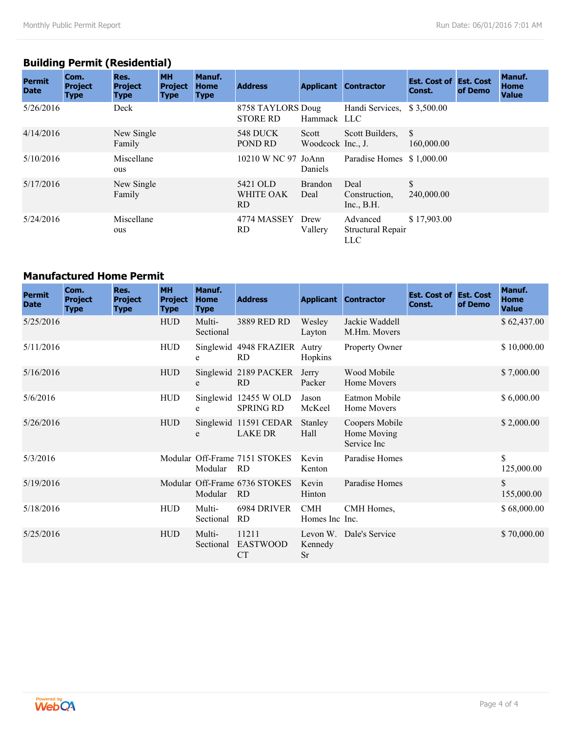## Building Permit (Residential)

| Permit Date | Com. Project Type | Res. Project Type | MH Project Type | Manuf. Home Type | Address | Applicant | Contractor | Est. Cost of Const. | Est. Cost of Demo | Manuf. Home Value |
|---|---|---|---|---|---|---|---|---|---|---|
| 5/26/2016 | | Deck | | | 8758 TAYLORS STORE RD | Doug Hammack | Handi Services, LLC | $ 3,500.00 | | |
| 4/14/2016 | | New Single Family | | | 548 DUCK POND RD | Scott Woodcock | Scott Builders, Inc., J. | $ 160,000.00 | | |
| 5/10/2016 | | Miscellaneous | | | 10210 W NC 97 | JoAnn Daniels | Paradise Homes | $ 1,000.00 | | |
| 5/17/2016 | | New Single Family | | | 5421 OLD WHITE OAK RD | Brandon Deal | Deal Construction, Inc., B.H. | $ 240,000.00 | | |
| 5/24/2016 | | Miscellaneous | | | 4774 MASSEY RD | Drew Vallery | Advanced Structural Repair LLC | $ 17,903.00 | | |

## Manufactured Home Permit

| Permit Date | Com. Project Type | Res. Project Type | MH Project Type | Manuf. Home Type | Address | Applicant | Contractor | Est. Cost of Const. | Est. Cost of Demo | Manuf. Home Value |
|---|---|---|---|---|---|---|---|---|---|---|
| 5/25/2016 | | | HUD | Multi-Sectional | 3889 RED RD | Wesley Layton | Jackie Waddell M.Hm. Movers | | | $ 62,437.00 |
| 5/11/2016 | | | HUD | Singlewide | 4948 FRAZIER RD | Autry Hopkins | Property Owner | | | $ 10,000.00 |
| 5/16/2016 | | | HUD | Singlewide | 2189 PACKER RD | Jerry Packer | Wood Mobile Home Movers | | | $ 7,000.00 |
| 5/6/2016 | | | HUD | Singlewide | 12455 W OLD SPRING RD | Jason McKeel | Eatmon Mobile Home Movers | | | $ 6,000.00 |
| 5/26/2016 | | | HUD | Singlewide | 11591 CEDAR LAKE DR | Stanley Hall | Coopers Mobile Home Moving Service Inc | | | $ 2,000.00 |
| 5/3/2016 | | | Modular | Off-Frame Modular | 7151 STOKES RD | Kevin Kenton | Paradise Homes | | | $ 125,000.00 |
| 5/19/2016 | | | Modular | Off-Frame Modular | 6736 STOKES RD | Kevin Hinton | Paradise Homes | | | $ 155,000.00 |
| 5/18/2016 | | | HUD | Multi-Sectional | 6984 DRIVER RD | CMH Homes Inc | CMH Homes, Inc. | | | $ 68,000.00 |
| 5/25/2016 | | | HUD | Multi-Sectional | 11211 EASTWOOD CT | Levon W. Kennedy Sr | Dale's Service | | | $ 70,000.00 |